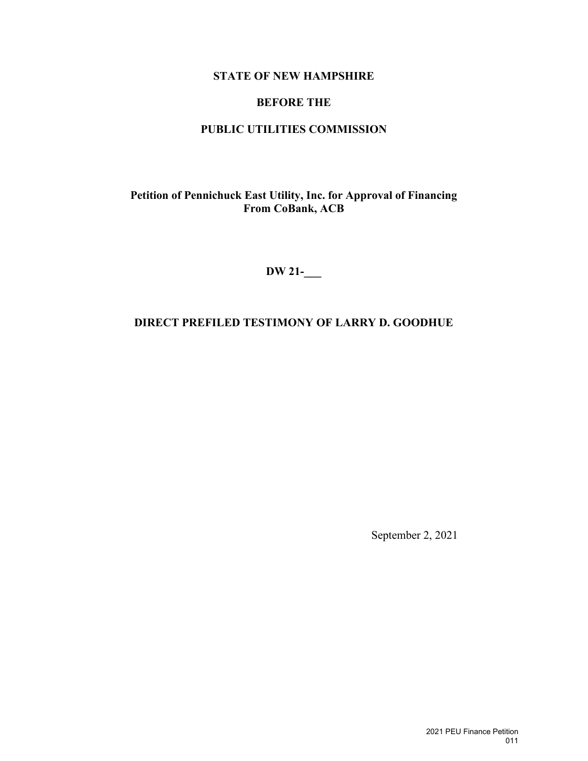**STATE OF NEW HAMPSHIRE**

**BEFORE THE**

**PUBLIC UTILITIES COMMISSION**

**Petition of Pennichuck East Utility, Inc. for Approval of Financing From CoBank, ACB**

**DW 21-\_\_\_**

**DIRECT PREFILED TESTIMONY OF LARRY D. GOODHUE**

September 2, 2021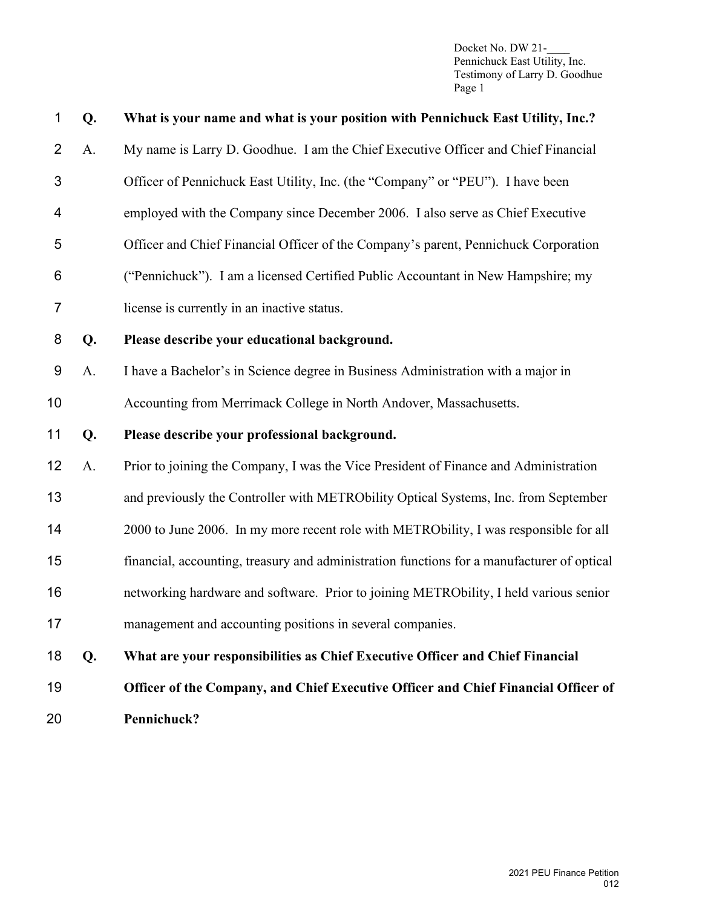**Q. What is your name and what is your position with Pennichuck East Utility, Inc.?**

A. My name is Larry D. Goodhue. I am the Chief Executive Officer and Chief Financial Officer of Pennichuck East Utility, Inc. (the "Company" or "PEU"). I have been employed with the Company since December 2006. I also serve as Chief Executive Officer and Chief Financial Officer of the Company's parent, Pennichuck Corporation ("Pennichuck"). I am a licensed Certified Public Accountant in New Hampshire; my license is currently in an inactive status.

**Q. Please describe your educational background.**

A. I have a Bachelor's in Science degree in Business Administration with a major in Accounting from Merrimack College in North Andover, Massachusetts.

**Q. Please describe your professional background.**

A. Prior to joining the Company, I was the Vice President of Finance and Administration and previously the Controller with METRObility Optical Systems, Inc. from September 2000 to June 2006. In my more recent role with METRObility, I was responsible for all financial, accounting, treasury and administration functions for a manufacturer of optical networking hardware and software. Prior to joining METRObility, I held various senior management and accounting positions in several companies.

**Q. What are your responsibilities as Chief Executive Officer and Chief Financial Officer of the Company, and Chief Executive Officer and Chief Financial Officer of Pennichuck?**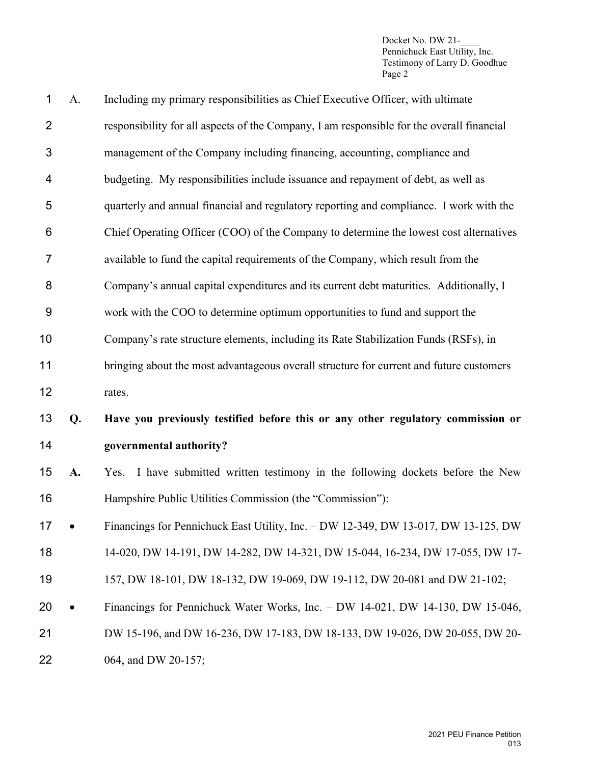A. Including my primary responsibilities as Chief Executive Officer, with ultimate responsibility for all aspects of the Company, I am responsible for the overall financial management of the Company including financing, accounting, compliance and budgeting. My responsibilities include issuance and repayment of debt, as well as quarterly and annual financial and regulatory reporting and compliance. I work with the Chief Operating Officer (COO) of the Company to determine the lowest cost alternatives available to fund the capital requirements of the Company, which result from the Company's annual capital expenditures and its current debt maturities. Additionally, I work with the COO to determine optimum opportunities to fund and support the Company's rate structure elements, including its Rate Stabilization Funds (RSFs), in bringing about the most advantageous overall structure for current and future customers rates.

**Q. Have you previously testified before this or any other regulatory commission or governmental authority?**

**A.** Yes. I have submitted written testimony in the following dockets before the New Hampshire Public Utilities Commission (the "Commission"):

- Financings for Pennichuck East Utility, Inc. – DW 12-349, DW 13-017, DW 13-125, DW 14-020, DW 14-191, DW 14-282, DW 14-321, DW 15-044, 16-234, DW 17-055, DW 17-157, DW 18-101, DW 18-132, DW 19-069, DW 19-112, DW 20-081 and DW 21-102;
- Financings for Pennichuck Water Works, Inc. – DW 14-021, DW 14-130, DW 15-046, DW 15-196, and DW 16-236, DW 17-183, DW 18-133, DW 19-026, DW 20-055, DW 20-064, and DW 20-157;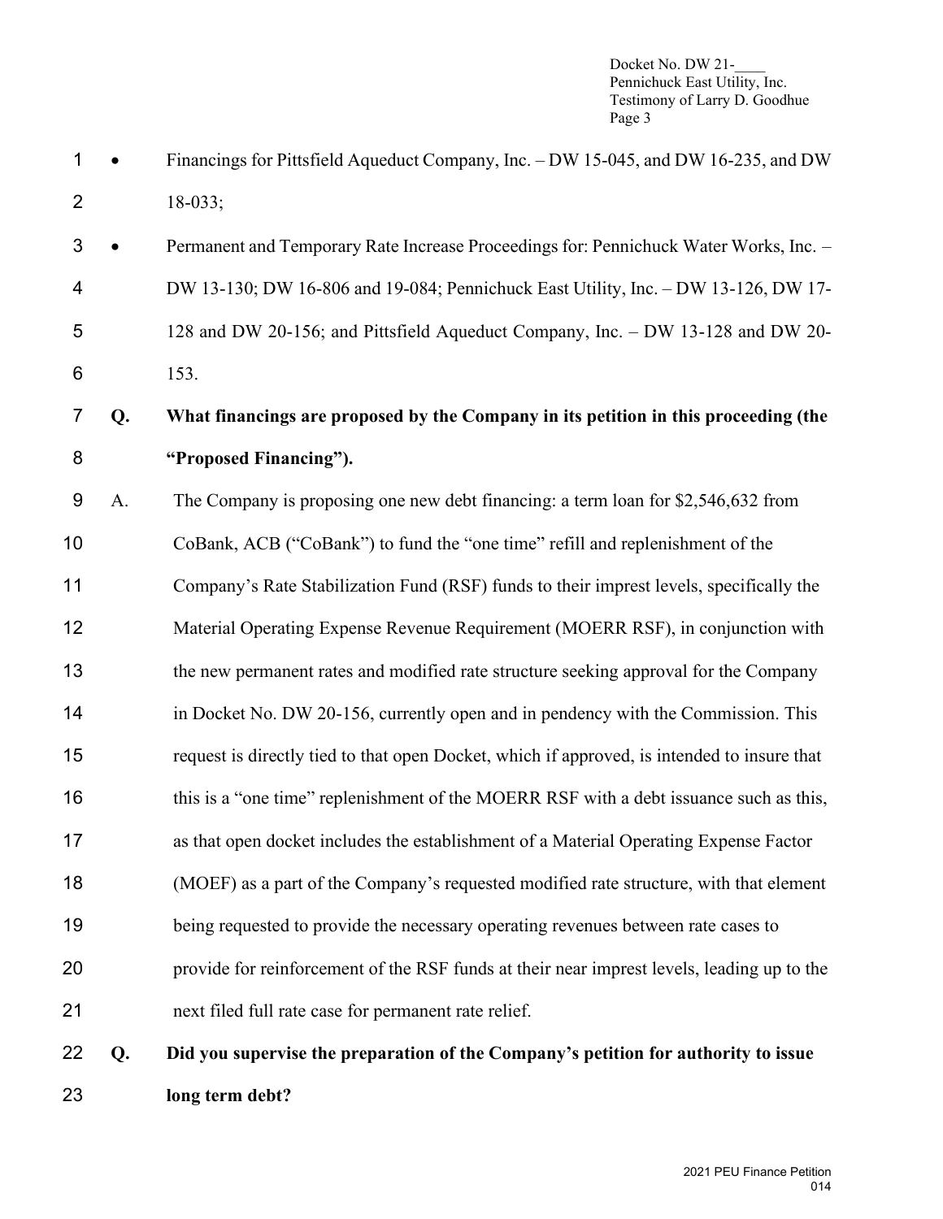- Financings for Pittsfield Aqueduct Company, Inc. – DW 15-045, and DW 16-235, and DW 18-033;
- Permanent and Temporary Rate Increase Proceedings for: Pennichuck Water Works, Inc. – DW 13-130; DW 16-806 and 19-084; Pennichuck East Utility, Inc. – DW 13-126, DW 17-128 and DW 20-156; and Pittsfield Aqueduct Company, Inc. – DW 13-128 and DW 20-153.

**Q. What financings are proposed by the Company in its petition in this proceeding (the "Proposed Financing").**

A. The Company is proposing one new debt financing: a term loan for $2,546,632 from CoBank, ACB ("CoBank") to fund the "one time" refill and replenishment of the Company's Rate Stabilization Fund (RSF) funds to their imprest levels, specifically the Material Operating Expense Revenue Requirement (MOERR RSF), in conjunction with the new permanent rates and modified rate structure seeking approval for the Company in Docket No. DW 20-156, currently open and in pendency with the Commission. This request is directly tied to that open Docket, which if approved, is intended to insure that this is a "one time" replenishment of the MOERR RSF with a debt issuance such as this, as that open docket includes the establishment of a Material Operating Expense Factor (MOEF) as a part of the Company's requested modified rate structure, with that element being requested to provide the necessary operating revenues between rate cases to provide for reinforcement of the RSF funds at their near imprest levels, leading up to the next filed full rate case for permanent rate relief.

**Q. Did you supervise the preparation of the Company's petition for authority to issue long term debt?**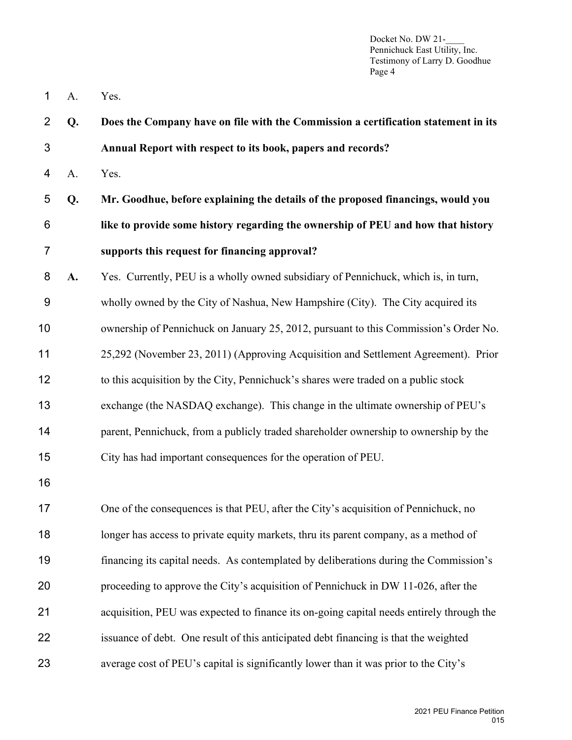A. Yes.

**Q. Does the Company have on file with the Commission a certification statement in its Annual Report with respect to its book, papers and records?**

A. Yes.

**Q. Mr. Goodhue, before explaining the details of the proposed financings, would you like to provide some history regarding the ownership of PEU and how that history supports this request for financing approval?**

**A.** Yes. Currently, PEU is a wholly owned subsidiary of Pennichuck, which is, in turn, wholly owned by the City of Nashua, New Hampshire (City). The City acquired its ownership of Pennichuck on January 25, 2012, pursuant to this Commission's Order No. 25,292 (November 23, 2011) (Approving Acquisition and Settlement Agreement). Prior to this acquisition by the City, Pennichuck's shares were traded on a public stock exchange (the NASDAQ exchange). This change in the ultimate ownership of PEU's parent, Pennichuck, from a publicly traded shareholder ownership to ownership by the City has had important consequences for the operation of PEU.

One of the consequences is that PEU, after the City's acquisition of Pennichuck, no longer has access to private equity markets, thru its parent company, as a method of financing its capital needs. As contemplated by deliberations during the Commission's proceeding to approve the City's acquisition of Pennichuck in DW 11-026, after the acquisition, PEU was expected to finance its on-going capital needs entirely through the issuance of debt. One result of this anticipated debt financing is that the weighted average cost of PEU's capital is significantly lower than it was prior to the City's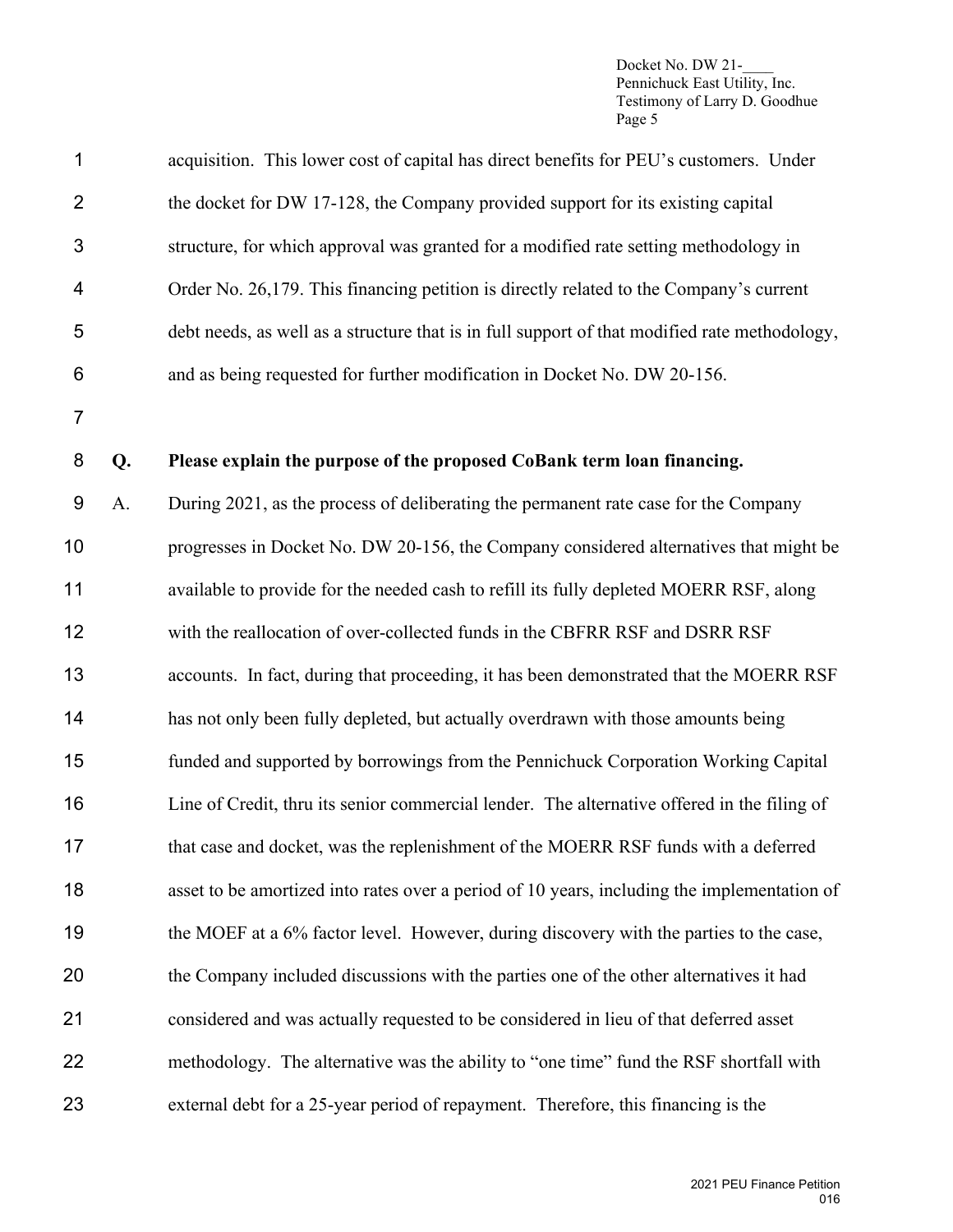acquisition. This lower cost of capital has direct benefits for PEU's customers. Under the docket for DW 17-128, the Company provided support for its existing capital structure, for which approval was granted for a modified rate setting methodology in Order No. 26,179. This financing petition is directly related to the Company's current debt needs, as well as a structure that is in full support of that modified rate methodology, and as being requested for further modification in Docket No. DW 20-156.

**Q. Please explain the purpose of the proposed CoBank term loan financing.**

A. During 2021, as the process of deliberating the permanent rate case for the Company progresses in Docket No. DW 20-156, the Company considered alternatives that might be available to provide for the needed cash to refill its fully depleted MOERR RSF, along with the reallocation of over-collected funds in the CBFRR RSF and DSRR RSF accounts. In fact, during that proceeding, it has been demonstrated that the MOERR RSF has not only been fully depleted, but actually overdrawn with those amounts being funded and supported by borrowings from the Pennichuck Corporation Working Capital Line of Credit, thru its senior commercial lender. The alternative offered in the filing of that case and docket, was the replenishment of the MOERR RSF funds with a deferred asset to be amortized into rates over a period of 10 years, including the implementation of the MOEF at a 6% factor level. However, during discovery with the parties to the case, the Company included discussions with the parties one of the other alternatives it had considered and was actually requested to be considered in lieu of that deferred asset methodology. The alternative was the ability to "one time" fund the RSF shortfall with external debt for a 25-year period of repayment. Therefore, this financing is the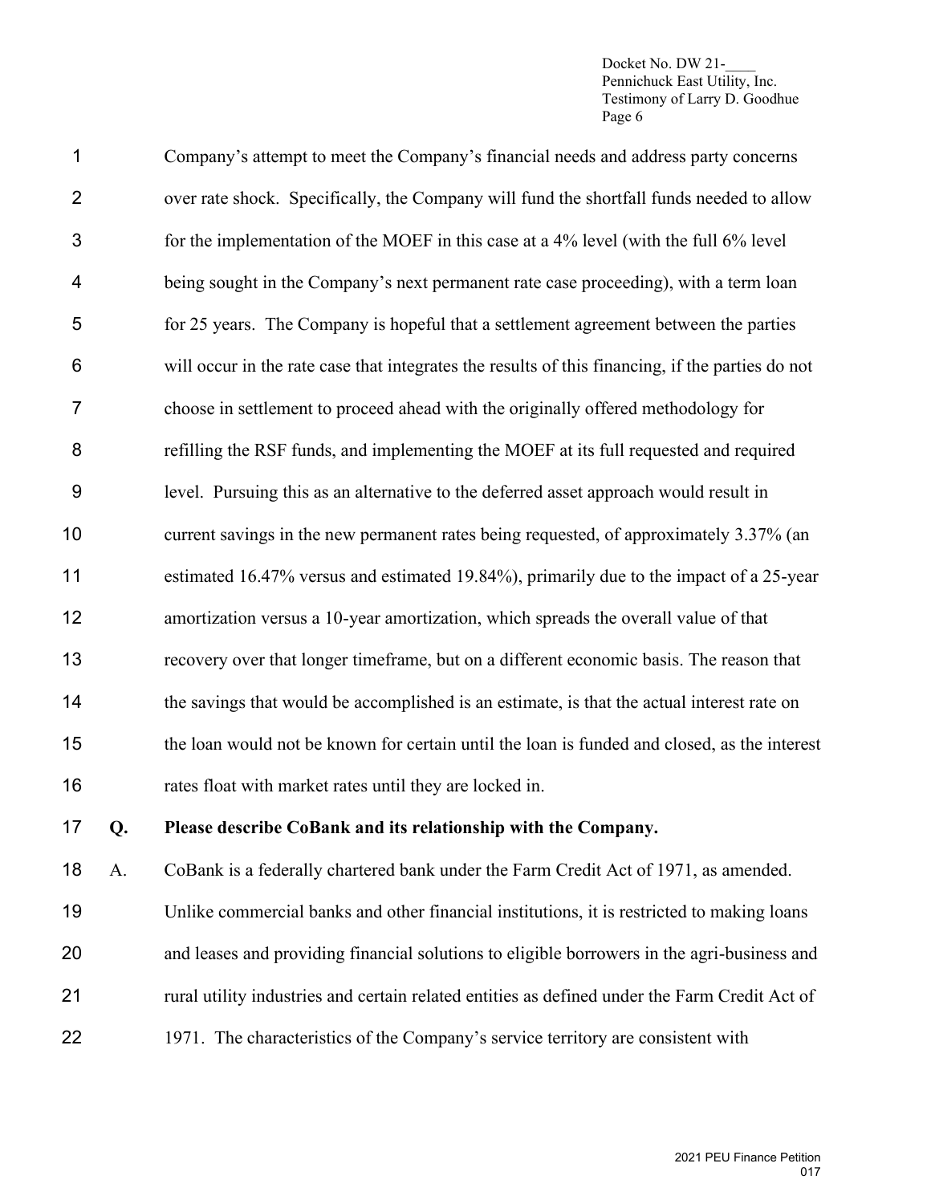Company's attempt to meet the Company's financial needs and address party concerns over rate shock. Specifically, the Company will fund the shortfall funds needed to allow for the implementation of the MOEF in this case at a 4% level (with the full 6% level being sought in the Company's next permanent rate case proceeding), with a term loan for 25 years. The Company is hopeful that a settlement agreement between the parties will occur in the rate case that integrates the results of this financing, if the parties do not choose in settlement to proceed ahead with the originally offered methodology for refilling the RSF funds, and implementing the MOEF at its full requested and required level. Pursuing this as an alternative to the deferred asset approach would result in current savings in the new permanent rates being requested, of approximately 3.37% (an estimated 16.47% versus and estimated 19.84%), primarily due to the impact of a 25-year amortization versus a 10-year amortization, which spreads the overall value of that recovery over that longer timeframe, but on a different economic basis. The reason that the savings that would be accomplished is an estimate, is that the actual interest rate on the loan would not be known for certain until the loan is funded and closed, as the interest rates float with market rates until they are locked in.

**Q. Please describe CoBank and its relationship with the Company.**

A. CoBank is a federally chartered bank under the Farm Credit Act of 1971, as amended. Unlike commercial banks and other financial institutions, it is restricted to making loans and leases and providing financial solutions to eligible borrowers in the agri-business and rural utility industries and certain related entities as defined under the Farm Credit Act of 1971. The characteristics of the Company's service territory are consistent with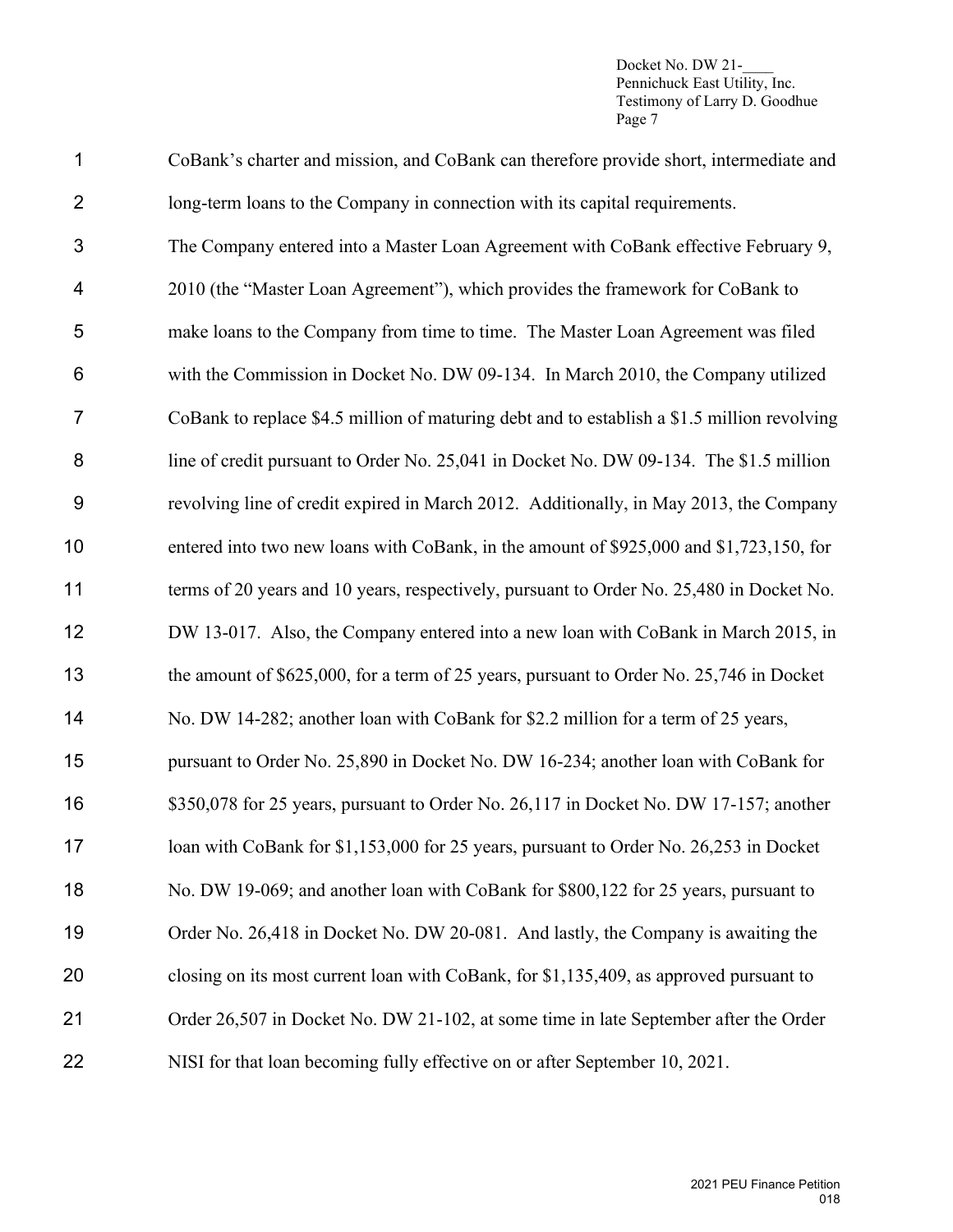CoBank's charter and mission, and CoBank can therefore provide short, intermediate and long-term loans to the Company in connection with its capital requirements.

The Company entered into a Master Loan Agreement with CoBank effective February 9, 2010 (the "Master Loan Agreement"), which provides the framework for CoBank to make loans to the Company from time to time. The Master Loan Agreement was filed with the Commission in Docket No. DW 09-134. In March 2010, the Company utilized CoBank to replace $4.5 million of maturing debt and to establish a $1.5 million revolving line of credit pursuant to Order No. 25,041 in Docket No. DW 09-134. The $1.5 million revolving line of credit expired in March 2012. Additionally, in May 2013, the Company entered into two new loans with CoBank, in the amount of $925,000 and $1,723,150, for terms of 20 years and 10 years, respectively, pursuant to Order No. 25,480 in Docket No. DW 13-017. Also, the Company entered into a new loan with CoBank in March 2015, in the amount of $625,000, for a term of 25 years, pursuant to Order No. 25,746 in Docket No. DW 14-282; another loan with CoBank for $2.2 million for a term of 25 years, pursuant to Order No. 25,890 in Docket No. DW 16-234; another loan with CoBank for $350,078 for 25 years, pursuant to Order No. 26,117 in Docket No. DW 17-157; another loan with CoBank for $1,153,000 for 25 years, pursuant to Order No. 26,253 in Docket No. DW 19-069; and another loan with CoBank for $800,122 for 25 years, pursuant to Order No. 26,418 in Docket No. DW 20-081. And lastly, the Company is awaiting the closing on its most current loan with CoBank, for $1,135,409, as approved pursuant to Order 26,507 in Docket No. DW 21-102, at some time in late September after the Order NISI for that loan becoming fully effective on or after September 10, 2021.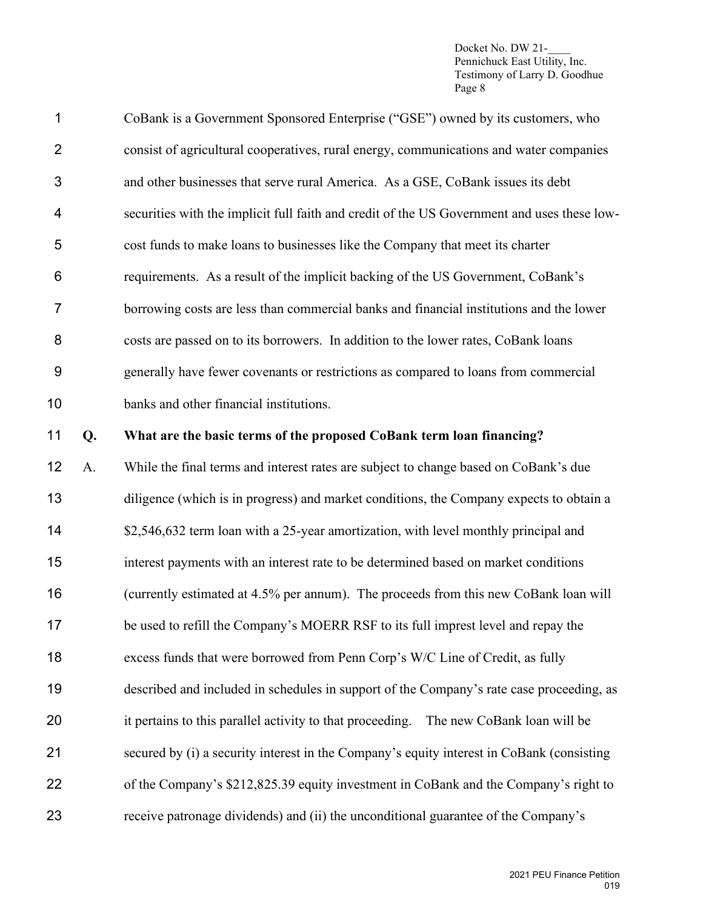CoBank is a Government Sponsored Enterprise ("GSE") owned by its customers, who consist of agricultural cooperatives, rural energy, communications and water companies and other businesses that serve rural America. As a GSE, CoBank issues its debt securities with the implicit full faith and credit of the US Government and uses these low-cost funds to make loans to businesses like the Company that meet its charter requirements. As a result of the implicit backing of the US Government, CoBank's borrowing costs are less than commercial banks and financial institutions and the lower costs are passed on to its borrowers. In addition to the lower rates, CoBank loans generally have fewer covenants or restrictions as compared to loans from commercial banks and other financial institutions.

**Q. What are the basic terms of the proposed CoBank term loan financing?**

A. While the final terms and interest rates are subject to change based on CoBank's due diligence (which is in progress) and market conditions, the Company expects to obtain a $2,546,632 term loan with a 25-year amortization, with level monthly principal and interest payments with an interest rate to be determined based on market conditions (currently estimated at 4.5% per annum). The proceeds from this new CoBank loan will be used to refill the Company's MOERR RSF to its full imprest level and repay the excess funds that were borrowed from Penn Corp's W/C Line of Credit, as fully described and included in schedules in support of the Company's rate case proceeding, as it pertains to this parallel activity to that proceeding. The new CoBank loan will be secured by (i) a security interest in the Company's equity interest in CoBank (consisting of the Company's $212,825.39 equity investment in CoBank and the Company's right to receive patronage dividends) and (ii) the unconditional guarantee of the Company's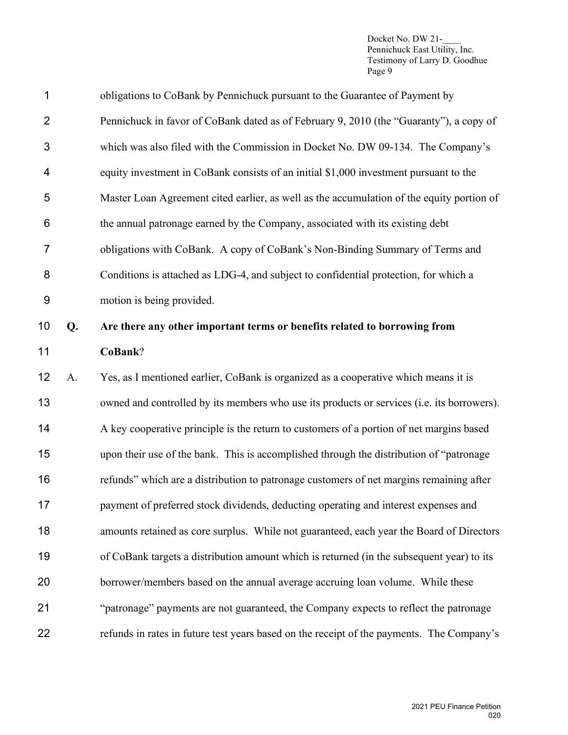obligations to CoBank by Pennichuck pursuant to the Guarantee of Payment by Pennichuck in favor of CoBank dated as of February 9, 2010 (the "Guaranty"), a copy of which was also filed with the Commission in Docket No. DW 09-134. The Company's equity investment in CoBank consists of an initial $1,000 investment pursuant to the Master Loan Agreement cited earlier, as well as the accumulation of the equity portion of the annual patronage earned by the Company, associated with its existing debt obligations with CoBank. A copy of CoBank's Non-Binding Summary of Terms and Conditions is attached as LDG-4, and subject to confidential protection, for which a motion is being provided.

**Q. Are there any other important terms or benefits related to borrowing from CoBank?**

A. Yes, as I mentioned earlier, CoBank is organized as a cooperative which means it is owned and controlled by its members who use its products or services (i.e. its borrowers). A key cooperative principle is the return to customers of a portion of net margins based upon their use of the bank. This is accomplished through the distribution of "patronage refunds" which are a distribution to patronage customers of net margins remaining after payment of preferred stock dividends, deducting operating and interest expenses and amounts retained as core surplus. While not guaranteed, each year the Board of Directors of CoBank targets a distribution amount which is returned (in the subsequent year) to its borrower/members based on the annual average accruing loan volume. While these "patronage" payments are not guaranteed, the Company expects to reflect the patronage refunds in rates in future test years based on the receipt of the payments. The Company's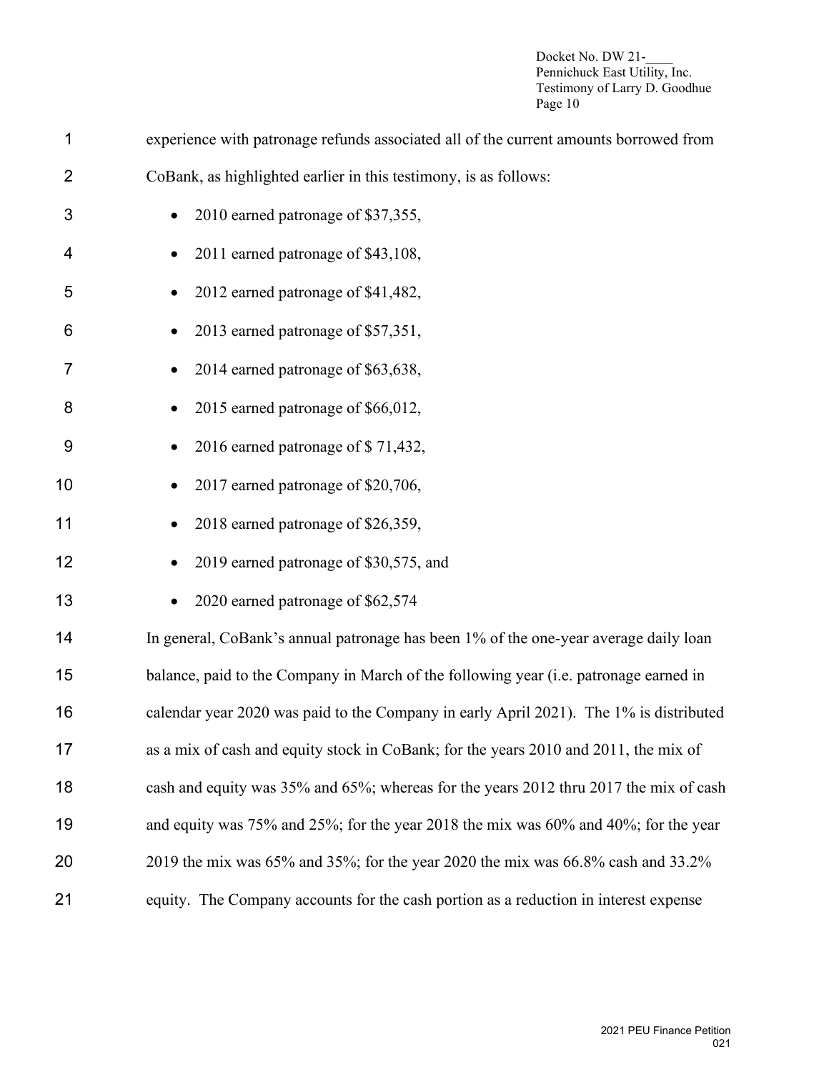experience with patronage refunds associated all of the current amounts borrowed from CoBank, as highlighted earlier in this testimony, is as follows:

- 2010 earned patronage of $37,355,
- 2011 earned patronage of $43,108,
- 2012 earned patronage of $41,482,
- 2013 earned patronage of $57,351,
- 2014 earned patronage of $63,638,
- 2015 earned patronage of $66,012,
- 2016 earned patronage of $ 71,432,
- 2017 earned patronage of $20,706,
- 2018 earned patronage of $26,359,
- 2019 earned patronage of $30,575, and
- 2020 earned patronage of $62,574

In general, CoBank's annual patronage has been 1% of the one-year average daily loan balance, paid to the Company in March of the following year (i.e. patronage earned in calendar year 2020 was paid to the Company in early April 2021). The 1% is distributed as a mix of cash and equity stock in CoBank; for the years 2010 and 2011, the mix of cash and equity was 35% and 65%; whereas for the years 2012 thru 2017 the mix of cash and equity was 75% and 25%; for the year 2018 the mix was 60% and 40%; for the year 2019 the mix was 65% and 35%; for the year 2020 the mix was 66.8% cash and 33.2% equity. The Company accounts for the cash portion as a reduction in interest expense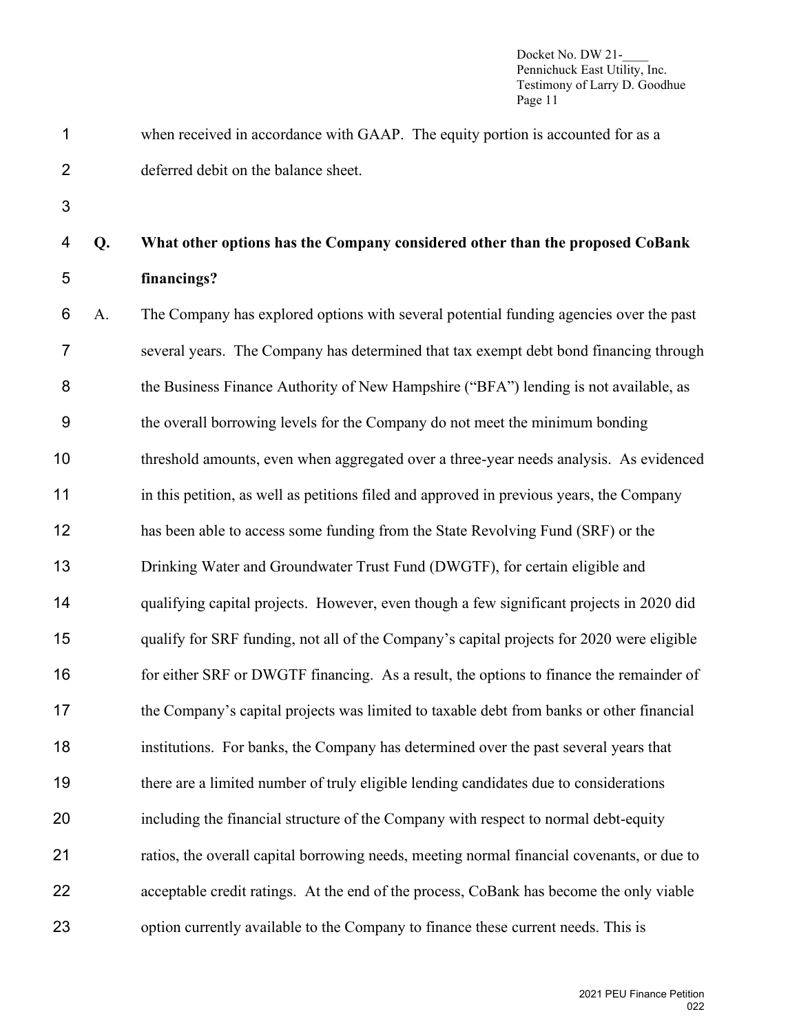when received in accordance with GAAP. The equity portion is accounted for as a deferred debit on the balance sheet.

**Q. What other options has the Company considered other than the proposed CoBank financings?**

A. The Company has explored options with several potential funding agencies over the past several years. The Company has determined that tax exempt debt bond financing through the Business Finance Authority of New Hampshire ("BFA") lending is not available, as the overall borrowing levels for the Company do not meet the minimum bonding threshold amounts, even when aggregated over a three-year needs analysis. As evidenced in this petition, as well as petitions filed and approved in previous years, the Company has been able to access some funding from the State Revolving Fund (SRF) or the Drinking Water and Groundwater Trust Fund (DWGTF), for certain eligible and qualifying capital projects. However, even though a few significant projects in 2020 did qualify for SRF funding, not all of the Company's capital projects for 2020 were eligible for either SRF or DWGTF financing. As a result, the options to finance the remainder of the Company's capital projects was limited to taxable debt from banks or other financial institutions. For banks, the Company has determined over the past several years that there are a limited number of truly eligible lending candidates due to considerations including the financial structure of the Company with respect to normal debt-equity ratios, the overall capital borrowing needs, meeting normal financial covenants, or due to acceptable credit ratings. At the end of the process, CoBank has become the only viable option currently available to the Company to finance these current needs. This is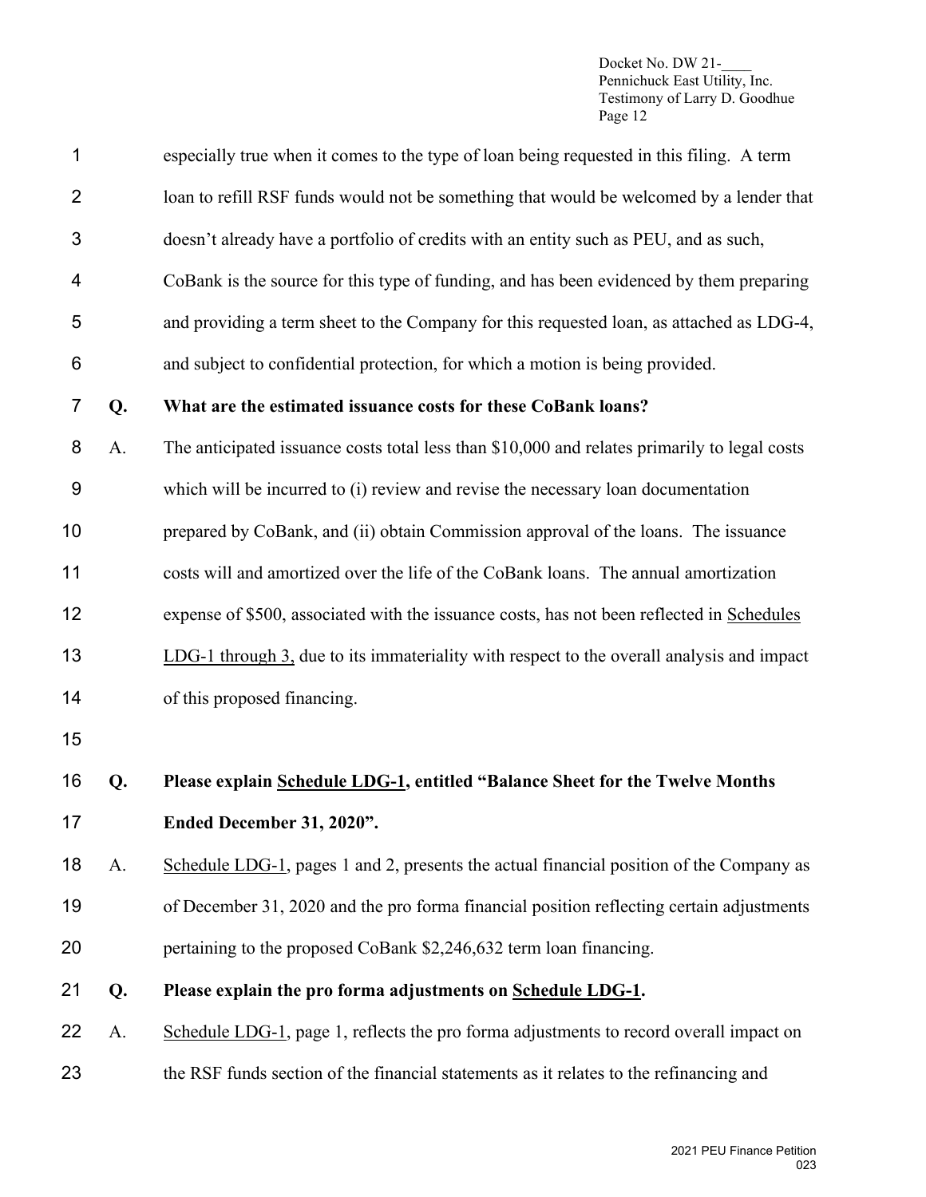especially true when it comes to the type of loan being requested in this filing. A term loan to refill RSF funds would not be something that would be welcomed by a lender that doesn't already have a portfolio of credits with an entity such as PEU, and as such, CoBank is the source for this type of funding, and has been evidenced by them preparing and providing a term sheet to the Company for this requested loan, as attached as LDG-4, and subject to confidential protection, for which a motion is being provided.

**Q. What are the estimated issuance costs for these CoBank loans?**

A. The anticipated issuance costs total less than $10,000 and relates primarily to legal costs which will be incurred to (i) review and revise the necessary loan documentation prepared by CoBank, and (ii) obtain Commission approval of the loans. The issuance costs will and amortized over the life of the CoBank loans. The annual amortization expense of $500, associated with the issuance costs, has not been reflected in Schedules LDG-1 through 3, due to its immateriality with respect to the overall analysis and impact of this proposed financing.

**Q. Please explain Schedule LDG-1, entitled "Balance Sheet for the Twelve Months Ended December 31, 2020".**

A. Schedule LDG-1, pages 1 and 2, presents the actual financial position of the Company as of December 31, 2020 and the pro forma financial position reflecting certain adjustments pertaining to the proposed CoBank $2,246,632 term loan financing.

**Q. Please explain the pro forma adjustments on Schedule LDG-1.**

A. Schedule LDG-1, page 1, reflects the pro forma adjustments to record overall impact on the RSF funds section of the financial statements as it relates to the refinancing and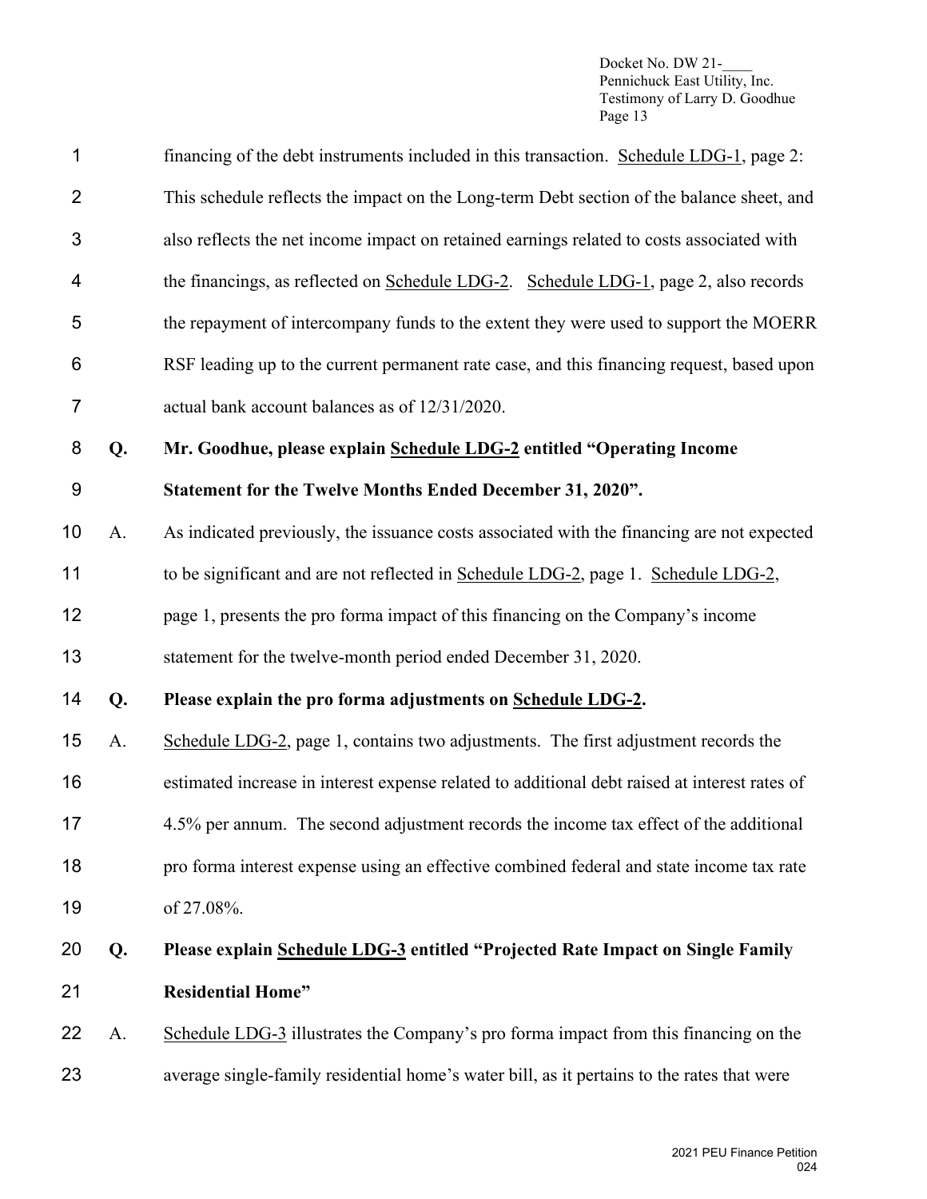financing of the debt instruments included in this transaction. Schedule LDG-1, page 2: This schedule reflects the impact on the Long-term Debt section of the balance sheet, and also reflects the net income impact on retained earnings related to costs associated with the financings, as reflected on Schedule LDG-2. Schedule LDG-1, page 2, also records the repayment of intercompany funds to the extent they were used to support the MOERR RSF leading up to the current permanent rate case, and this financing request, based upon actual bank account balances as of 12/31/2020.

**Q. Mr. Goodhue, please explain Schedule LDG-2 entitled "Operating Income Statement for the Twelve Months Ended December 31, 2020".**

A. As indicated previously, the issuance costs associated with the financing are not expected to be significant and are not reflected in Schedule LDG-2, page 1. Schedule LDG-2, page 1, presents the pro forma impact of this financing on the Company's income statement for the twelve-month period ended December 31, 2020.

**Q. Please explain the pro forma adjustments on Schedule LDG-2.**

A. Schedule LDG-2, page 1, contains two adjustments. The first adjustment records the estimated increase in interest expense related to additional debt raised at interest rates of 4.5% per annum. The second adjustment records the income tax effect of the additional pro forma interest expense using an effective combined federal and state income tax rate of 27.08%.

**Q. Please explain Schedule LDG-3 entitled "Projected Rate Impact on Single Family Residential Home"**

A. Schedule LDG-3 illustrates the Company's pro forma impact from this financing on the average single-family residential home's water bill, as it pertains to the rates that were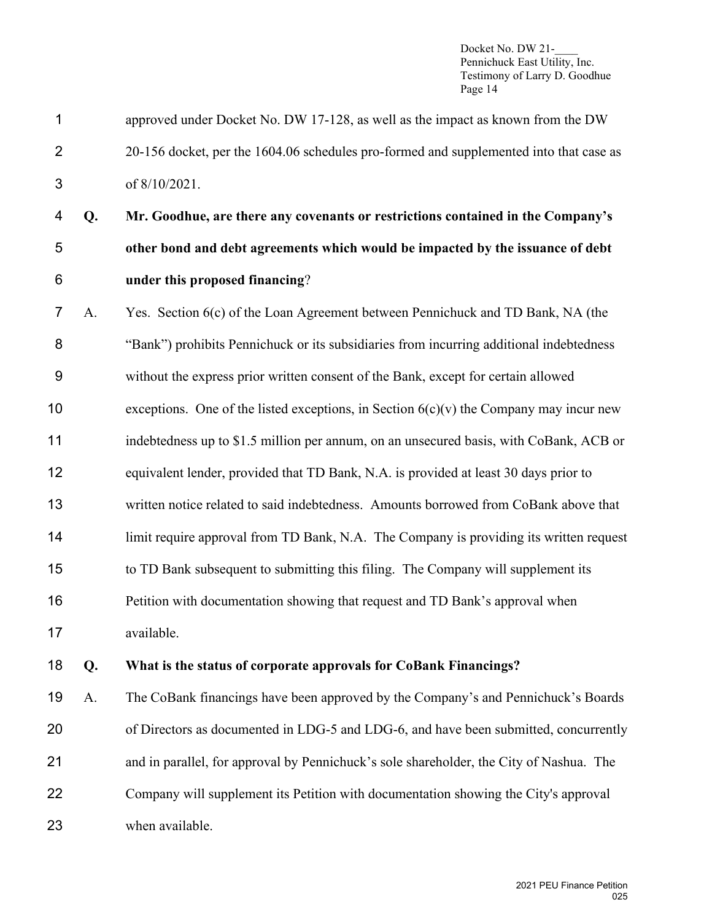approved under Docket No. DW 17-128, as well as the impact as known from the DW 20-156 docket, per the 1604.06 schedules pro-formed and supplemented into that case as of 8/10/2021.

**Q. Mr. Goodhue, are there any covenants or restrictions contained in the Company's other bond and debt agreements which would be impacted by the issuance of debt under this proposed financing**?

A. Yes. Section 6(c) of the Loan Agreement between Pennichuck and TD Bank, NA (the "Bank") prohibits Pennichuck or its subsidiaries from incurring additional indebtedness without the express prior written consent of the Bank, except for certain allowed exceptions. One of the listed exceptions, in Section 6(c)(v) the Company may incur new indebtedness up to \$1.5 million per annum, on an unsecured basis, with CoBank, ACB or equivalent lender, provided that TD Bank, N.A. is provided at least 30 days prior to written notice related to said indebtedness. Amounts borrowed from CoBank above that limit require approval from TD Bank, N.A. The Company is providing its written request to TD Bank subsequent to submitting this filing. The Company will supplement its Petition with documentation showing that request and TD Bank's approval when available.

**Q. What is the status of corporate approvals for CoBank Financings?**

A. The CoBank financings have been approved by the Company's and Pennichuck's Boards of Directors as documented in LDG-5 and LDG-6, and have been submitted, concurrently and in parallel, for approval by Pennichuck's sole shareholder, the City of Nashua. The Company will supplement its Petition with documentation showing the City's approval when available.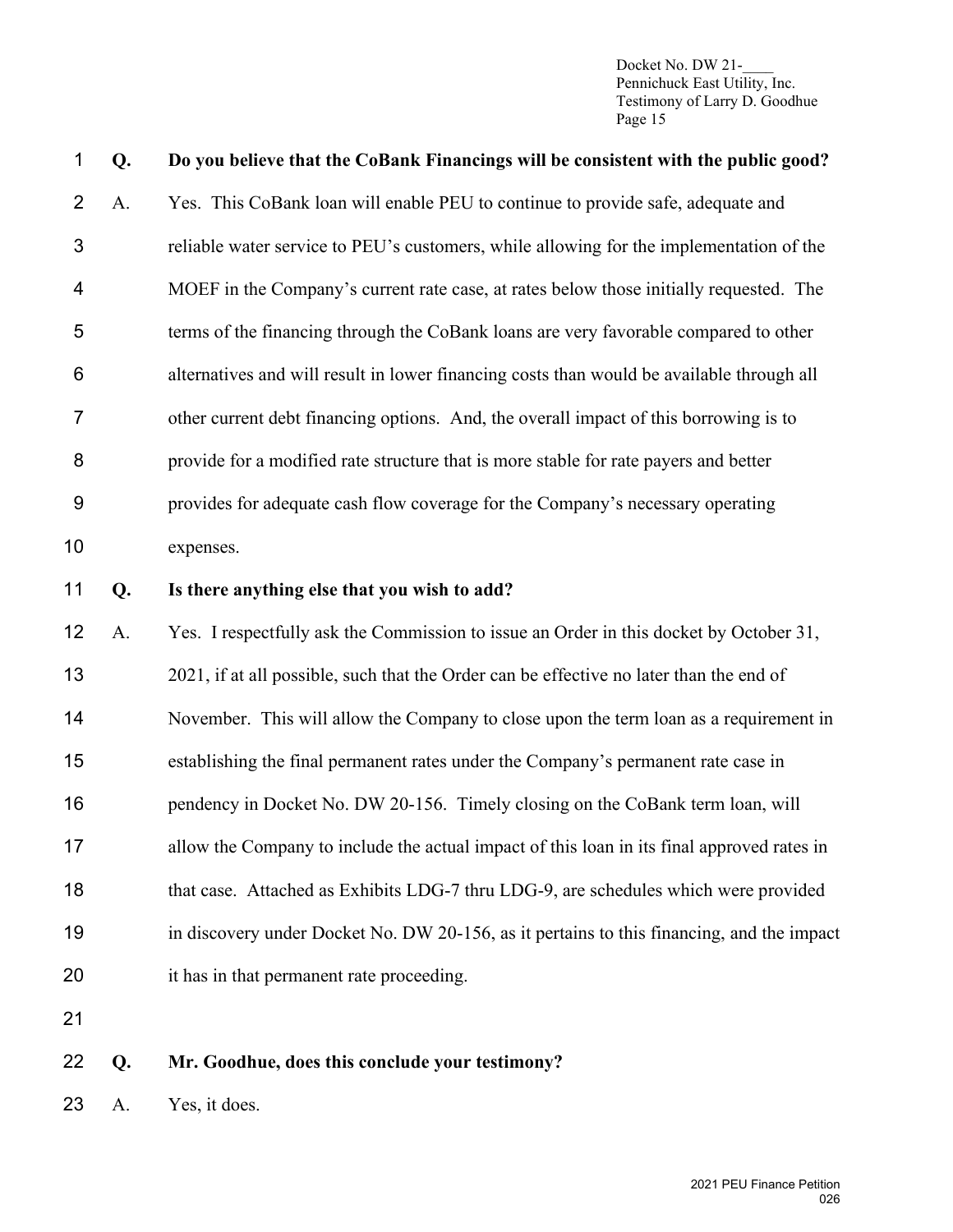**Q. Do you believe that the CoBank Financings will be consistent with the public good?**

A. Yes. This CoBank loan will enable PEU to continue to provide safe, adequate and reliable water service to PEU's customers, while allowing for the implementation of the MOEF in the Company's current rate case, at rates below those initially requested. The terms of the financing through the CoBank loans are very favorable compared to other alternatives and will result in lower financing costs than would be available through all other current debt financing options. And, the overall impact of this borrowing is to provide for a modified rate structure that is more stable for rate payers and better provides for adequate cash flow coverage for the Company's necessary operating expenses.

**Q. Is there anything else that you wish to add?**

A. Yes. I respectfully ask the Commission to issue an Order in this docket by October 31, 2021, if at all possible, such that the Order can be effective no later than the end of November. This will allow the Company to close upon the term loan as a requirement in establishing the final permanent rates under the Company's permanent rate case in pendency in Docket No. DW 20-156. Timely closing on the CoBank term loan, will allow the Company to include the actual impact of this loan in its final approved rates in that case. Attached as Exhibits LDG-7 thru LDG-9, are schedules which were provided in discovery under Docket No. DW 20-156, as it pertains to this financing, and the impact it has in that permanent rate proceeding.

**Q. Mr. Goodhue, does this conclude your testimony?**

A. Yes, it does.